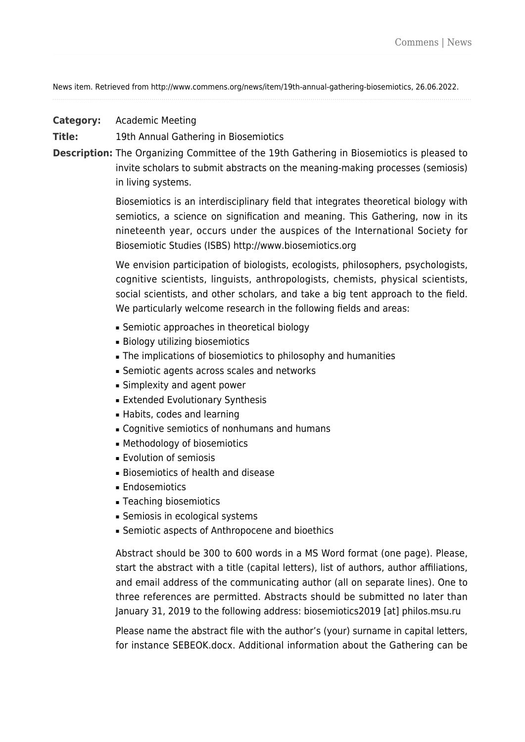News item. Retrieved from http://www.commens.org/news/item/19th-annual-gathering-biosemiotics, 26.06.2022.

**Category:** Academic Meeting

**Title:** 19th Annual Gathering in Biosemiotics

**Description:** The Organizing Committee of the 19th Gathering in Biosemiotics is pleased to invite scholars to submit abstracts on the meaning-making processes (semiosis) in living systems.

Biosemiotics is an interdisciplinary field that integrates theoretical biology with semiotics, a science on signification and meaning. This Gathering, now in its nineteenth year, occurs under the auspices of the International Society for Biosemiotic Studies (ISBS) http://www.biosemiotics.org

We envision participation of biologists, ecologists, philosophers, psychologists, cognitive scientists, linguists, anthropologists, chemists, physical scientists, social scientists, and other scholars, and take a big tent approach to the field. We particularly welcome research in the following fields and areas:

- Semiotic approaches in theoretical biology
- Biology utilizing biosemiotics
- The implications of biosemiotics to philosophy and humanities
- Semiotic agents across scales and networks
- Simplexity and agent power
- Extended Evolutionary Synthesis
- Habits, codes and learning
- Cognitive semiotics of nonhumans and humans
- Methodology of biosemiotics
- Evolution of semiosis
- Biosemiotics of health and disease
- Endosemiotics
- Teaching biosemiotics
- Semiosis in ecological systems
- Semiotic aspects of Anthropocene and bioethics

Abstract should be 300 to 600 words in a MS Word format (one page). Please, start the abstract with a title (capital letters), list of authors, author affiliations, and email address of the communicating author (all on separate lines). One to three references are permitted. Abstracts should be submitted no later than January 31, 2019 to the following address: biosemiotics2019 [at] philos.msu.ru

Please name the abstract file with the author's (your) surname in capital letters, for instance SEBEOK.docx. Additional information about the Gathering can be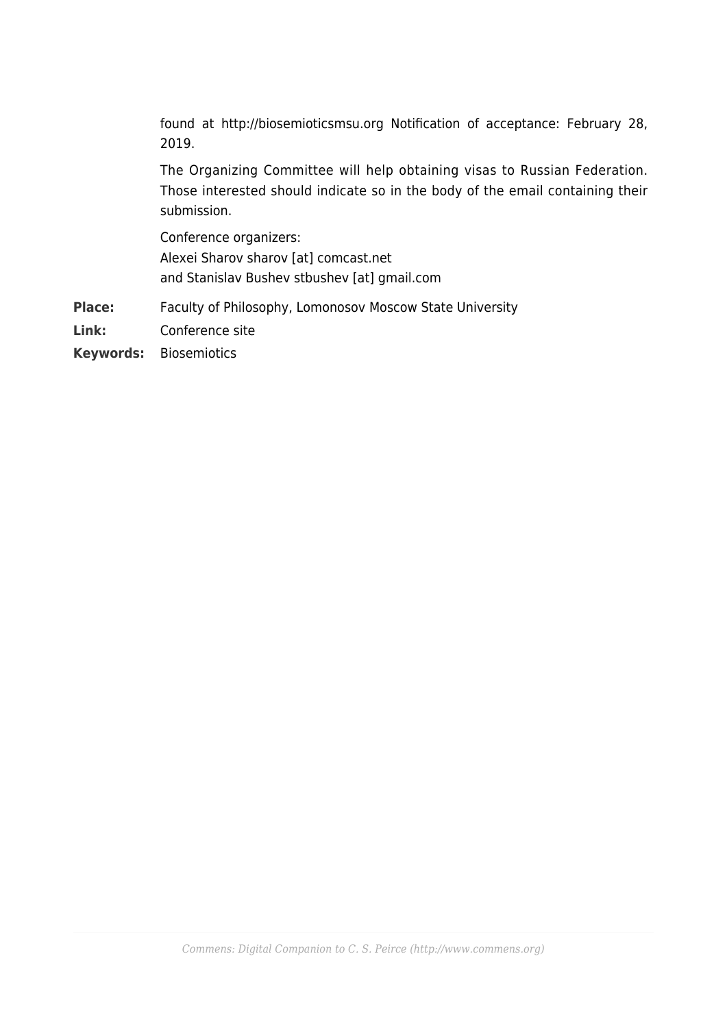found at http://biosemioticsmsu.org Notification of acceptance: February 28, 2019.

The Organizing Committee will help obtaining visas to Russian Federation. Those interested should indicate so in the body of the email containing their submission.

Conference organizers:
Alexei Sharov sharov [at] comcast.net
and Stanislav Bushev stbushev [at] gmail.com

**Place:** Faculty of Philosophy, Lomonosov Moscow State University

**Link:** Conference site

**Keywords:** Biosemiotics